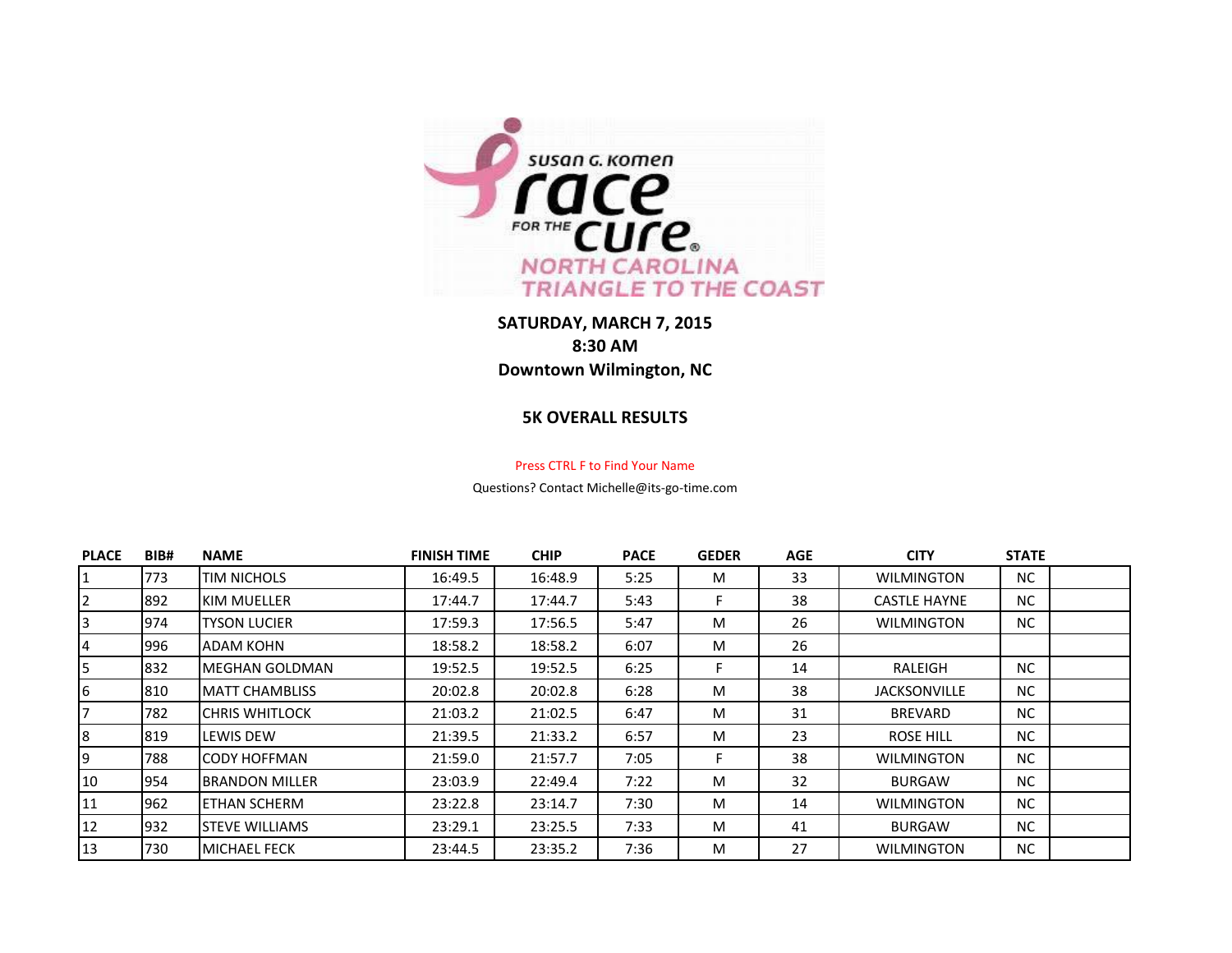SUSAN G. KOMEN RACE FOR THE CURE

NORTH CAROLINA TRIANGLE TO THE COAST

**SATURDAY, MARCH 7, 2015**
**8:30 AM**
**Downtown Wilmington, NC**

**5K OVERALL RESULTS**

Press CTRL F to Find Your Name

Questions? Contact Michelle@its-go-time.com

| PLACE | BIB# | NAME | FINISH TIME | CHIP | PACE | GEDER | AGE | CITY | STATE |
|---|---|---|---|---|---|---|---|---|---|
| 1 | 773 | TIM NICHOLS | 16:49.5 | 16:48.9 | 5:25 | M | 33 | WILMINGTON | NC |
| 2 | 892 | KIM MUELLER | 17:44.7 | 17:44.7 | 5:43 | F | 38 | CASTLE HAYNE | NC |
| 3 | 974 | TYSON LUCIER | 17:59.3 | 17:56.5 | 5:47 | M | 26 | WILMINGTON | NC |
| 4 | 996 | ADAM KOHN | 18:58.2 | 18:58.2 | 6:07 | M | 26 | | |
| 5 | 832 | MEGHAN GOLDMAN | 19:52.5 | 19:52.5 | 6:25 | F | 14 | RALEIGH | NC |
| 6 | 810 | MATT CHAMBLISS | 20:02.8 | 20:02.8 | 6:28 | M | 38 | JACKSONVILLE | NC |
| 7 | 782 | CHRIS WHITLOCK | 21:03.2 | 21:02.5 | 6:47 | M | 31 | BREVARD | NC |
| 8 | 819 | LEWIS DEW | 21:39.5 | 21:33.2 | 6:57 | M | 23 | ROSE HILL | NC |
| 9 | 788 | CODY HOFFMAN | 21:59.0 | 21:57.7 | 7:05 | F | 38 | WILMINGTON | NC |
| 10 | 954 | BRANDON MILLER | 23:03.9 | 22:49.4 | 7:22 | M | 32 | BURGAW | NC |
| 11 | 962 | ETHAN SCHERM | 23:22.8 | 23:14.7 | 7:30 | M | 14 | WILMINGTON | NC |
| 12 | 932 | STEVE WILLIAMS | 23:29.1 | 23:25.5 | 7:33 | M | 41 | BURGAW | NC |
| 13 | 730 | MICHAEL FECK | 23:44.5 | 23:35.2 | 7:36 | M | 27 | WILMINGTON | NC |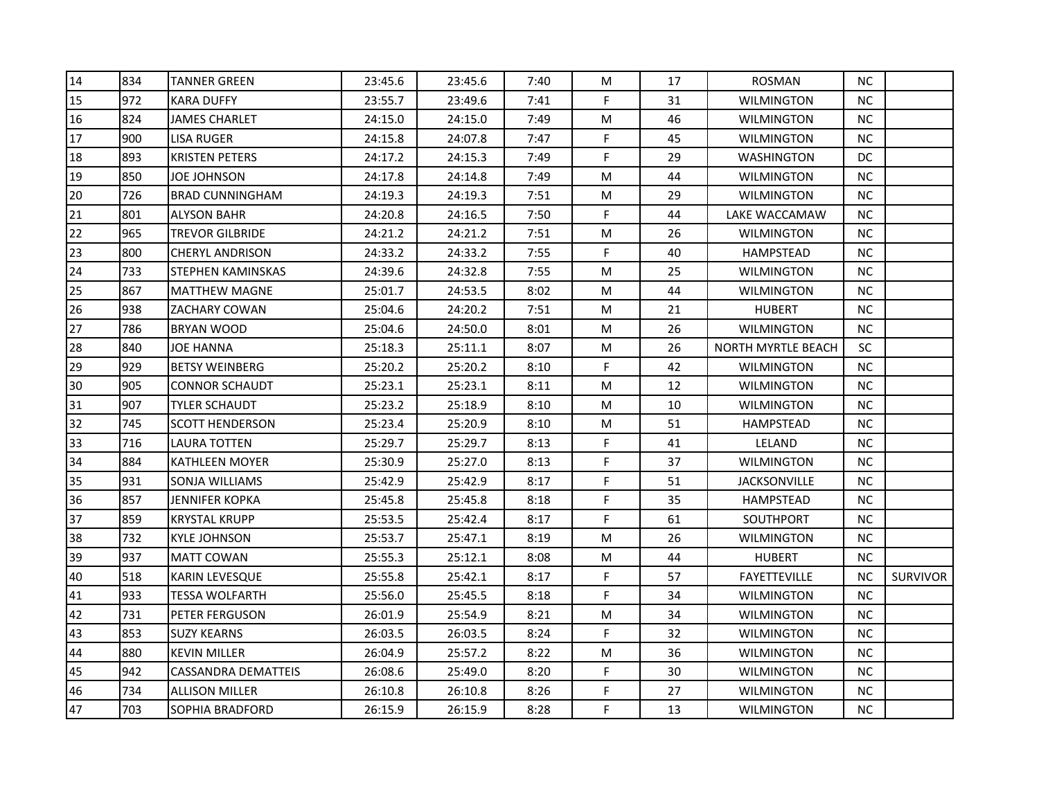| | | | | | | | | | | |
|---|---|---|---|---|---|---|---|---|---|---|
| 14 | 834 | TANNER GREEN | 23:45.6 | 23:45.6 | 7:40 | M | 17 | ROSMAN | NC | |
| 15 | 972 | KARA DUFFY | 23:55.7 | 23:49.6 | 7:41 | F | 31 | WILMINGTON | NC | |
| 16 | 824 | JAMES CHARLET | 24:15.0 | 24:15.0 | 7:49 | M | 46 | WILMINGTON | NC | |
| 17 | 900 | LISA RUGER | 24:15.8 | 24:07.8 | 7:47 | F | 45 | WILMINGTON | NC | |
| 18 | 893 | KRISTEN PETERS | 24:17.2 | 24:15.3 | 7:49 | F | 29 | WASHINGTON | DC | |
| 19 | 850 | JOE JOHNSON | 24:17.8 | 24:14.8 | 7:49 | M | 44 | WILMINGTON | NC | |
| 20 | 726 | BRAD CUNNINGHAM | 24:19.3 | 24:19.3 | 7:51 | M | 29 | WILMINGTON | NC | |
| 21 | 801 | ALYSON BAHR | 24:20.8 | 24:16.5 | 7:50 | F | 44 | LAKE WACCAMAW | NC | |
| 22 | 965 | TREVOR GILBRIDE | 24:21.2 | 24:21.2 | 7:51 | M | 26 | WILMINGTON | NC | |
| 23 | 800 | CHERYL ANDRISON | 24:33.2 | 24:33.2 | 7:55 | F | 40 | HAMPSTEAD | NC | |
| 24 | 733 | STEPHEN KAMINSKAS | 24:39.6 | 24:32.8 | 7:55 | M | 25 | WILMINGTON | NC | |
| 25 | 867 | MATTHEW MAGNE | 25:01.7 | 24:53.5 | 8:02 | M | 44 | WILMINGTON | NC | |
| 26 | 938 | ZACHARY COWAN | 25:04.6 | 24:20.2 | 7:51 | M | 21 | HUBERT | NC | |
| 27 | 786 | BRYAN WOOD | 25:04.6 | 24:50.0 | 8:01 | M | 26 | WILMINGTON | NC | |
| 28 | 840 | JOE HANNA | 25:18.3 | 25:11.1 | 8:07 | M | 26 | NORTH MYRTLE BEACH | SC | |
| 29 | 929 | BETSY WEINBERG | 25:20.2 | 25:20.2 | 8:10 | F | 42 | WILMINGTON | NC | |
| 30 | 905 | CONNOR SCHAUDT | 25:23.1 | 25:23.1 | 8:11 | M | 12 | WILMINGTON | NC | |
| 31 | 907 | TYLER SCHAUDT | 25:23.2 | 25:18.9 | 8:10 | M | 10 | WILMINGTON | NC | |
| 32 | 745 | SCOTT HENDERSON | 25:23.4 | 25:20.9 | 8:10 | M | 51 | HAMPSTEAD | NC | |
| 33 | 716 | LAURA TOTTEN | 25:29.7 | 25:29.7 | 8:13 | F | 41 | LELAND | NC | |
| 34 | 884 | KATHLEEN MOYER | 25:30.9 | 25:27.0 | 8:13 | F | 37 | WILMINGTON | NC | |
| 35 | 931 | SONJA WILLIAMS | 25:42.9 | 25:42.9 | 8:17 | F | 51 | JACKSONVILLE | NC | |
| 36 | 857 | JENNIFER KOPKA | 25:45.8 | 25:45.8 | 8:18 | F | 35 | HAMPSTEAD | NC | |
| 37 | 859 | KRYSTAL KRUPP | 25:53.5 | 25:42.4 | 8:17 | F | 61 | SOUTHPORT | NC | |
| 38 | 732 | KYLE JOHNSON | 25:53.7 | 25:47.1 | 8:19 | M | 26 | WILMINGTON | NC | |
| 39 | 937 | MATT COWAN | 25:55.3 | 25:12.1 | 8:08 | M | 44 | HUBERT | NC | |
| 40 | 518 | KARIN LEVESQUE | 25:55.8 | 25:42.1 | 8:17 | F | 57 | FAYETTEVILLE | NC | SURVIVOR |
| 41 | 933 | TESSA WOLFARTH | 25:56.0 | 25:45.5 | 8:18 | F | 34 | WILMINGTON | NC | |
| 42 | 731 | PETER FERGUSON | 26:01.9 | 25:54.9 | 8:21 | M | 34 | WILMINGTON | NC | |
| 43 | 853 | SUZY KEARNS | 26:03.5 | 26:03.5 | 8:24 | F | 32 | WILMINGTON | NC | |
| 44 | 880 | KEVIN MILLER | 26:04.9 | 25:57.2 | 8:22 | M | 36 | WILMINGTON | NC | |
| 45 | 942 | CASSANDRA DEMATTEIS | 26:08.6 | 25:49.0 | 8:20 | F | 30 | WILMINGTON | NC | |
| 46 | 734 | ALLISON MILLER | 26:10.8 | 26:10.8 | 8:26 | F | 27 | WILMINGTON | NC | |
| 47 | 703 | SOPHIA BRADFORD | 26:15.9 | 26:15.9 | 8:28 | F | 13 | WILMINGTON | NC | |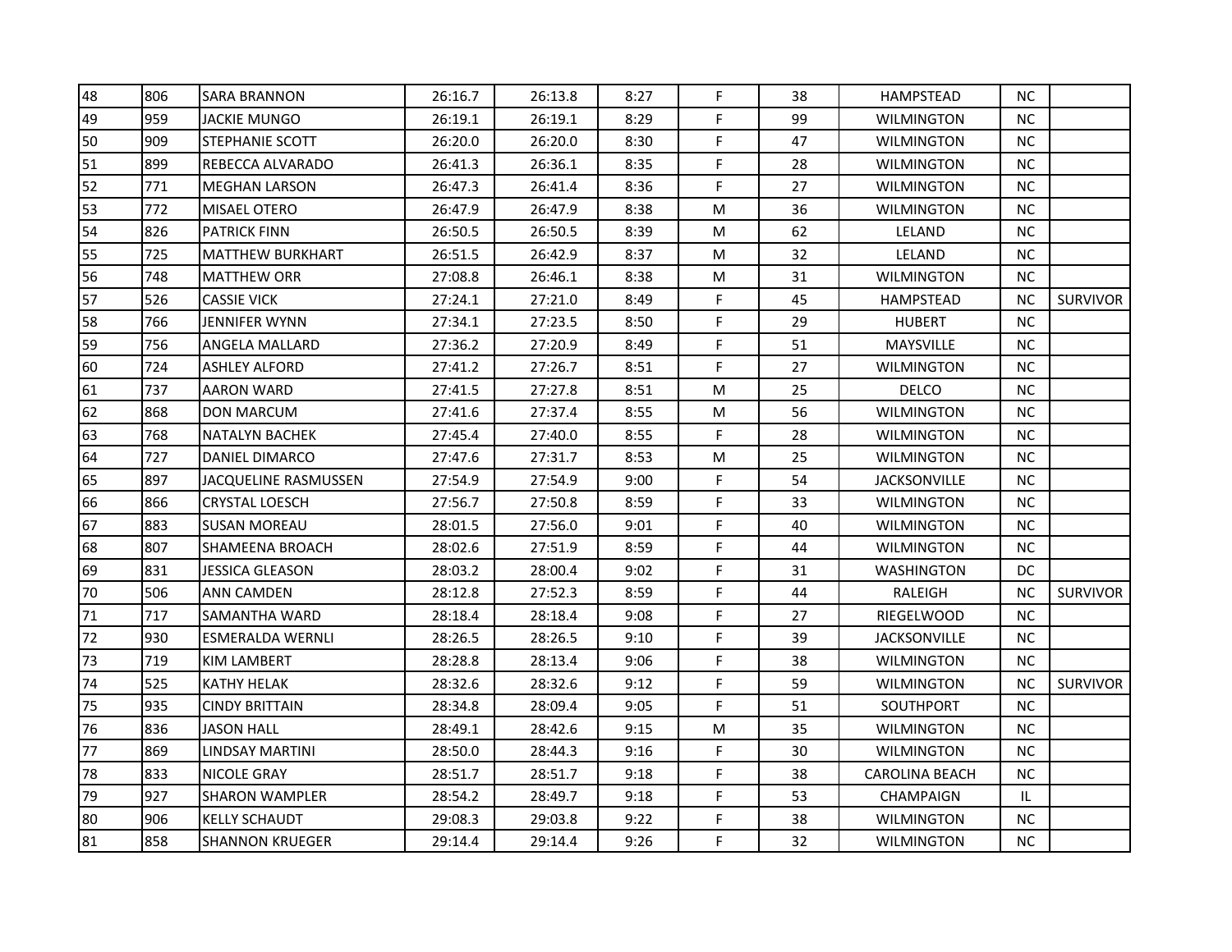| | | | | | | | | | | |
|---|---|---|---|---|---|---|---|---|---|---|
| 48 | 806 | SARA BRANNON | 26:16.7 | 26:13.8 | 8:27 | F | 38 | HAMPSTEAD | NC | |
| 49 | 959 | JACKIE MUNGO | 26:19.1 | 26:19.1 | 8:29 | F | 99 | WILMINGTON | NC | |
| 50 | 909 | STEPHANIE SCOTT | 26:20.0 | 26:20.0 | 8:30 | F | 47 | WILMINGTON | NC | |
| 51 | 899 | REBECCA ALVARADO | 26:41.3 | 26:36.1 | 8:35 | F | 28 | WILMINGTON | NC | |
| 52 | 771 | MEGHAN LARSON | 26:47.3 | 26:41.4 | 8:36 | F | 27 | WILMINGTON | NC | |
| 53 | 772 | MISAEL OTERO | 26:47.9 | 26:47.9 | 8:38 | M | 36 | WILMINGTON | NC | |
| 54 | 826 | PATRICK FINN | 26:50.5 | 26:50.5 | 8:39 | M | 62 | LELAND | NC | |
| 55 | 725 | MATTHEW BURKHART | 26:51.5 | 26:42.9 | 8:37 | M | 32 | LELAND | NC | |
| 56 | 748 | MATTHEW ORR | 27:08.8 | 26:46.1 | 8:38 | M | 31 | WILMINGTON | NC | |
| 57 | 526 | CASSIE VICK | 27:24.1 | 27:21.0 | 8:49 | F | 45 | HAMPSTEAD | NC | SURVIVOR |
| 58 | 766 | JENNIFER WYNN | 27:34.1 | 27:23.5 | 8:50 | F | 29 | HUBERT | NC | |
| 59 | 756 | ANGELA MALLARD | 27:36.2 | 27:20.9 | 8:49 | F | 51 | MAYSVILLE | NC | |
| 60 | 724 | ASHLEY ALFORD | 27:41.2 | 27:26.7 | 8:51 | F | 27 | WILMINGTON | NC | |
| 61 | 737 | AARON WARD | 27:41.5 | 27:27.8 | 8:51 | M | 25 | DELCO | NC | |
| 62 | 868 | DON MARCUM | 27:41.6 | 27:37.4 | 8:55 | M | 56 | WILMINGTON | NC | |
| 63 | 768 | NATALYN BACHEK | 27:45.4 | 27:40.0 | 8:55 | F | 28 | WILMINGTON | NC | |
| 64 | 727 | DANIEL DIMARCO | 27:47.6 | 27:31.7 | 8:53 | M | 25 | WILMINGTON | NC | |
| 65 | 897 | JACQUELINE RASMUSSEN | 27:54.9 | 27:54.9 | 9:00 | F | 54 | JACKSONVILLE | NC | |
| 66 | 866 | CRYSTAL LOESCH | 27:56.7 | 27:50.8 | 8:59 | F | 33 | WILMINGTON | NC | |
| 67 | 883 | SUSAN MOREAU | 28:01.5 | 27:56.0 | 9:01 | F | 40 | WILMINGTON | NC | |
| 68 | 807 | SHAMEENA BROACH | 28:02.6 | 27:51.9 | 8:59 | F | 44 | WILMINGTON | NC | |
| 69 | 831 | JESSICA GLEASON | 28:03.2 | 28:00.4 | 9:02 | F | 31 | WASHINGTON | DC | |
| 70 | 506 | ANN CAMDEN | 28:12.8 | 27:52.3 | 8:59 | F | 44 | RALEIGH | NC | SURVIVOR |
| 71 | 717 | SAMANTHA WARD | 28:18.4 | 28:18.4 | 9:08 | F | 27 | RIEGELWOOD | NC | |
| 72 | 930 | ESMERALDA WERNLI | 28:26.5 | 28:26.5 | 9:10 | F | 39 | JACKSONVILLE | NC | |
| 73 | 719 | KIM LAMBERT | 28:28.8 | 28:13.4 | 9:06 | F | 38 | WILMINGTON | NC | |
| 74 | 525 | KATHY HELAK | 28:32.6 | 28:32.6 | 9:12 | F | 59 | WILMINGTON | NC | SURVIVOR |
| 75 | 935 | CINDY BRITTAIN | 28:34.8 | 28:09.4 | 9:05 | F | 51 | SOUTHPORT | NC | |
| 76 | 836 | JASON HALL | 28:49.1 | 28:42.6 | 9:15 | M | 35 | WILMINGTON | NC | |
| 77 | 869 | LINDSAY MARTINI | 28:50.0 | 28:44.3 | 9:16 | F | 30 | WILMINGTON | NC | |
| 78 | 833 | NICOLE GRAY | 28:51.7 | 28:51.7 | 9:18 | F | 38 | CAROLINA BEACH | NC | |
| 79 | 927 | SHARON WAMPLER | 28:54.2 | 28:49.7 | 9:18 | F | 53 | CHAMPAIGN | IL | |
| 80 | 906 | KELLY SCHAUDT | 29:08.3 | 29:03.8 | 9:22 | F | 38 | WILMINGTON | NC | |
| 81 | 858 | SHANNON KRUEGER | 29:14.4 | 29:14.4 | 9:26 | F | 32 | WILMINGTON | NC | |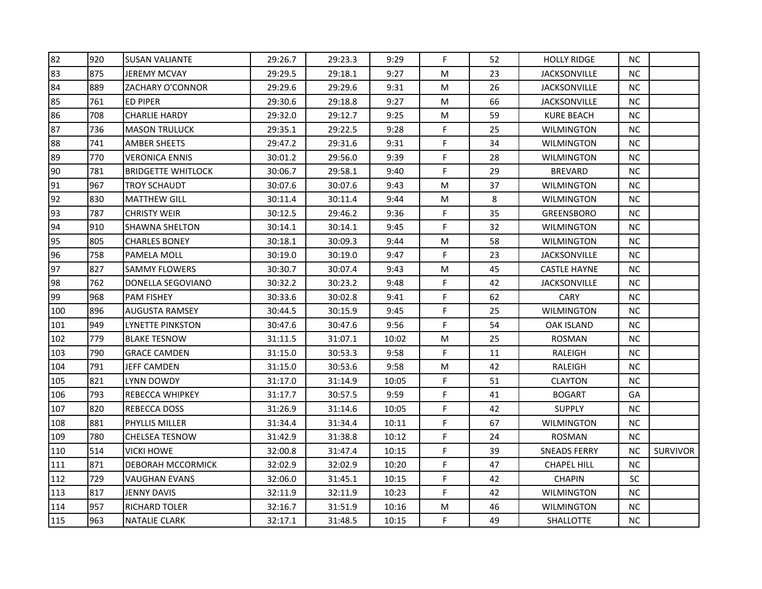| | | | | | | | | | | |
|---|---|---|---|---|---|---|---|---|---|---|
| 82 | 920 | SUSAN VALIANTE | 29:26.7 | 29:23.3 | 9:29 | F | 52 | HOLLY RIDGE | NC | |
| 83 | 875 | JEREMY MCVAY | 29:29.5 | 29:18.1 | 9:27 | M | 23 | JACKSONVILLE | NC | |
| 84 | 889 | ZACHARY O'CONNOR | 29:29.6 | 29:29.6 | 9:31 | M | 26 | JACKSONVILLE | NC | |
| 85 | 761 | ED PIPER | 29:30.6 | 29:18.8 | 9:27 | M | 66 | JACKSONVILLE | NC | |
| 86 | 708 | CHARLIE HARDY | 29:32.0 | 29:12.7 | 9:25 | M | 59 | KURE BEACH | NC | |
| 87 | 736 | MASON TRULUCK | 29:35.1 | 29:22.5 | 9:28 | F | 25 | WILMINGTON | NC | |
| 88 | 741 | AMBER SHEETS | 29:47.2 | 29:31.6 | 9:31 | F | 34 | WILMINGTON | NC | |
| 89 | 770 | VERONICA ENNIS | 30:01.2 | 29:56.0 | 9:39 | F | 28 | WILMINGTON | NC | |
| 90 | 781 | BRIDGETTE WHITLOCK | 30:06.7 | 29:58.1 | 9:40 | F | 29 | BREVARD | NC | |
| 91 | 967 | TROY SCHAUDT | 30:07.6 | 30:07.6 | 9:43 | M | 37 | WILMINGTON | NC | |
| 92 | 830 | MATTHEW GILL | 30:11.4 | 30:11.4 | 9:44 | M | 8 | WILMINGTON | NC | |
| 93 | 787 | CHRISTY WEIR | 30:12.5 | 29:46.2 | 9:36 | F | 35 | GREENSBORO | NC | |
| 94 | 910 | SHAWNA SHELTON | 30:14.1 | 30:14.1 | 9:45 | F | 32 | WILMINGTON | NC | |
| 95 | 805 | CHARLES BONEY | 30:18.1 | 30:09.3 | 9:44 | M | 58 | WILMINGTON | NC | |
| 96 | 758 | PAMELA MOLL | 30:19.0 | 30:19.0 | 9:47 | F | 23 | JACKSONVILLE | NC | |
| 97 | 827 | SAMMY FLOWERS | 30:30.7 | 30:07.4 | 9:43 | M | 45 | CASTLE HAYNE | NC | |
| 98 | 762 | DONELLA SEGOVIANO | 30:32.2 | 30:23.2 | 9:48 | F | 42 | JACKSONVILLE | NC | |
| 99 | 968 | PAM FISHEY | 30:33.6 | 30:02.8 | 9:41 | F | 62 | CARY | NC | |
| 100 | 896 | AUGUSTA RAMSEY | 30:44.5 | 30:15.9 | 9:45 | F | 25 | WILMINGTON | NC | |
| 101 | 949 | LYNETTE PINKSTON | 30:47.6 | 30:47.6 | 9:56 | F | 54 | OAK ISLAND | NC | |
| 102 | 779 | BLAKE TESNOW | 31:11.5 | 31:07.1 | 10:02 | M | 25 | ROSMAN | NC | |
| 103 | 790 | GRACE CAMDEN | 31:15.0 | 30:53.3 | 9:58 | F | 11 | RALEIGH | NC | |
| 104 | 791 | JEFF CAMDEN | 31:15.0 | 30:53.6 | 9:58 | M | 42 | RALEIGH | NC | |
| 105 | 821 | LYNN DOWDY | 31:17.0 | 31:14.9 | 10:05 | F | 51 | CLAYTON | NC | |
| 106 | 793 | REBECCA WHIPKEY | 31:17.7 | 30:57.5 | 9:59 | F | 41 | BOGART | GA | |
| 107 | 820 | REBECCA DOSS | 31:26.9 | 31:14.6 | 10:05 | F | 42 | SUPPLY | NC | |
| 108 | 881 | PHYLLIS MILLER | 31:34.4 | 31:34.4 | 10:11 | F | 67 | WILMINGTON | NC | |
| 109 | 780 | CHELSEA TESNOW | 31:42.9 | 31:38.8 | 10:12 | F | 24 | ROSMAN | NC | |
| 110 | 514 | VICKI HOWE | 32:00.8 | 31:47.4 | 10:15 | F | 39 | SNEADS FERRY | NC | SURVIVOR |
| 111 | 871 | DEBORAH MCCORMICK | 32:02.9 | 32:02.9 | 10:20 | F | 47 | CHAPEL HILL | NC | |
| 112 | 729 | VAUGHAN EVANS | 32:06.0 | 31:45.1 | 10:15 | F | 42 | CHAPIN | SC | |
| 113 | 817 | JENNY DAVIS | 32:11.9 | 32:11.9 | 10:23 | F | 42 | WILMINGTON | NC | |
| 114 | 957 | RICHARD TOLER | 32:16.7 | 31:51.9 | 10:16 | M | 46 | WILMINGTON | NC | |
| 115 | 963 | NATALIE CLARK | 32:17.1 | 31:48.5 | 10:15 | F | 49 | SHALLOTTE | NC | |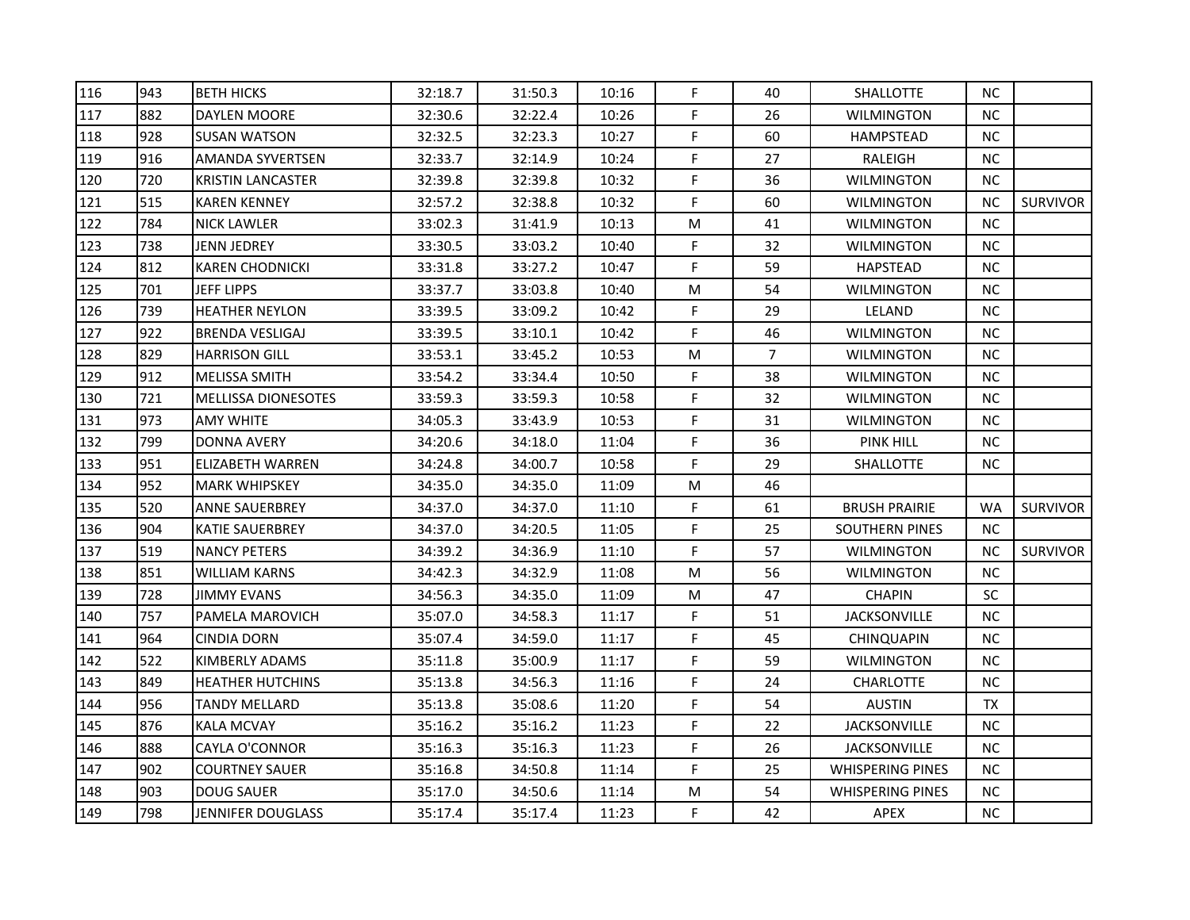| | | | | | | | | | | |
|---|---|---|---|---|---|---|---|---|---|---|
| 116 | 943 | BETH HICKS | 32:18.7 | 31:50.3 | 10:16 | F | 40 | SHALLOTTE | NC | |
| 117 | 882 | DAYLEN MOORE | 32:30.6 | 32:22.4 | 10:26 | F | 26 | WILMINGTON | NC | |
| 118 | 928 | SUSAN WATSON | 32:32.5 | 32:23.3 | 10:27 | F | 60 | HAMPSTEAD | NC | |
| 119 | 916 | AMANDA SYVERTSEN | 32:33.7 | 32:14.9 | 10:24 | F | 27 | RALEIGH | NC | |
| 120 | 720 | KRISTIN LANCASTER | 32:39.8 | 32:39.8 | 10:32 | F | 36 | WILMINGTON | NC | |
| 121 | 515 | KAREN KENNEY | 32:57.2 | 32:38.8 | 10:32 | F | 60 | WILMINGTON | NC | SURVIVOR |
| 122 | 784 | NICK LAWLER | 33:02.3 | 31:41.9 | 10:13 | M | 41 | WILMINGTON | NC | |
| 123 | 738 | JENN JEDREY | 33:30.5 | 33:03.2 | 10:40 | F | 32 | WILMINGTON | NC | |
| 124 | 812 | KAREN CHODNICKI | 33:31.8 | 33:27.2 | 10:47 | F | 59 | HAPSTEAD | NC | |
| 125 | 701 | JEFF LIPPS | 33:37.7 | 33:03.8 | 10:40 | M | 54 | WILMINGTON | NC | |
| 126 | 739 | HEATHER NEYLON | 33:39.5 | 33:09.2 | 10:42 | F | 29 | LELAND | NC | |
| 127 | 922 | BRENDA VESLIGAJ | 33:39.5 | 33:10.1 | 10:42 | F | 46 | WILMINGTON | NC | |
| 128 | 829 | HARRISON GILL | 33:53.1 | 33:45.2 | 10:53 | M | 7 | WILMINGTON | NC | |
| 129 | 912 | MELISSA SMITH | 33:54.2 | 33:34.4 | 10:50 | F | 38 | WILMINGTON | NC | |
| 130 | 721 | MELLISSA DIONESOTES | 33:59.3 | 33:59.3 | 10:58 | F | 32 | WILMINGTON | NC | |
| 131 | 973 | AMY WHITE | 34:05.3 | 33:43.9 | 10:53 | F | 31 | WILMINGTON | NC | |
| 132 | 799 | DONNA AVERY | 34:20.6 | 34:18.0 | 11:04 | F | 36 | PINK HILL | NC | |
| 133 | 951 | ELIZABETH WARREN | 34:24.8 | 34:00.7 | 10:58 | F | 29 | SHALLOTTE | NC | |
| 134 | 952 | MARK WHIPSKEY | 34:35.0 | 34:35.0 | 11:09 | M | 46 | | | |
| 135 | 520 | ANNE SAUERBREY | 34:37.0 | 34:37.0 | 11:10 | F | 61 | BRUSH PRAIRIE | WA | SURVIVOR |
| 136 | 904 | KATIE SAUERBREY | 34:37.0 | 34:20.5 | 11:05 | F | 25 | SOUTHERN PINES | NC | |
| 137 | 519 | NANCY PETERS | 34:39.2 | 34:36.9 | 11:10 | F | 57 | WILMINGTON | NC | SURVIVOR |
| 138 | 851 | WILLIAM KARNS | 34:42.3 | 34:32.9 | 11:08 | M | 56 | WILMINGTON | NC | |
| 139 | 728 | JIMMY EVANS | 34:56.3 | 34:35.0 | 11:09 | M | 47 | CHAPIN | SC | |
| 140 | 757 | PAMELA MAROVICH | 35:07.0 | 34:58.3 | 11:17 | F | 51 | JACKSONVILLE | NC | |
| 141 | 964 | CINDIA DORN | 35:07.4 | 34:59.0 | 11:17 | F | 45 | CHINQUAPIN | NC | |
| 142 | 522 | KIMBERLY ADAMS | 35:11.8 | 35:00.9 | 11:17 | F | 59 | WILMINGTON | NC | |
| 143 | 849 | HEATHER HUTCHINS | 35:13.8 | 34:56.3 | 11:16 | F | 24 | CHARLOTTE | NC | |
| 144 | 956 | TANDY MELLARD | 35:13.8 | 35:08.6 | 11:20 | F | 54 | AUSTIN | TX | |
| 145 | 876 | KALA MCVAY | 35:16.2 | 35:16.2 | 11:23 | F | 22 | JACKSONVILLE | NC | |
| 146 | 888 | CAYLA O'CONNOR | 35:16.3 | 35:16.3 | 11:23 | F | 26 | JACKSONVILLE | NC | |
| 147 | 902 | COURTNEY SAUER | 35:16.8 | 34:50.8 | 11:14 | F | 25 | WHISPERING PINES | NC | |
| 148 | 903 | DOUG SAUER | 35:17.0 | 34:50.6 | 11:14 | M | 54 | WHISPERING PINES | NC | |
| 149 | 798 | JENNIFER DOUGLASS | 35:17.4 | 35:17.4 | 11:23 | F | 42 | APEX | NC | |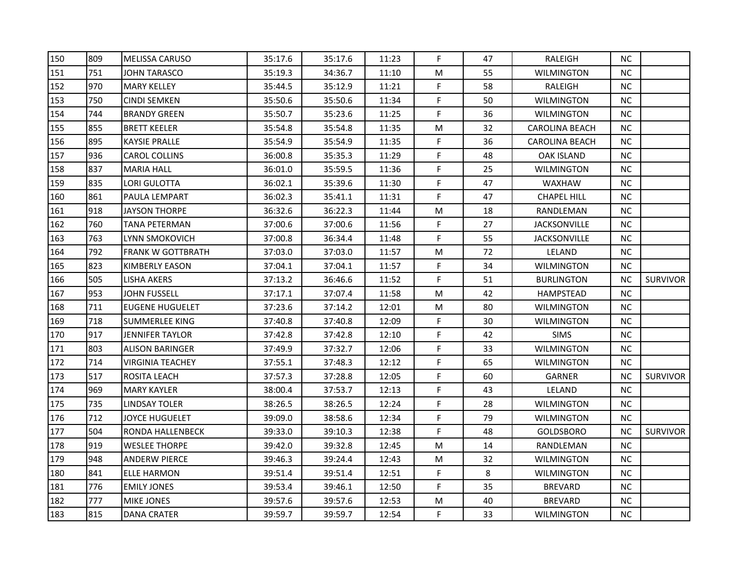| | | | | | | | | | | |
|---|---|---|---|---|---|---|---|---|---|---|
| 150 | 809 | MELISSA CARUSO | 35:17.6 | 35:17.6 | 11:23 | F | 47 | RALEIGH | NC | |
| 151 | 751 | JOHN TARASCO | 35:19.3 | 34:36.7 | 11:10 | M | 55 | WILMINGTON | NC | |
| 152 | 970 | MARY KELLEY | 35:44.5 | 35:12.9 | 11:21 | F | 58 | RALEIGH | NC | |
| 153 | 750 | CINDI SEMKEN | 35:50.6 | 35:50.6 | 11:34 | F | 50 | WILMINGTON | NC | |
| 154 | 744 | BRANDY GREEN | 35:50.7 | 35:23.6 | 11:25 | F | 36 | WILMINGTON | NC | |
| 155 | 855 | BRETT KEELER | 35:54.8 | 35:54.8 | 11:35 | M | 32 | CAROLINA BEACH | NC | |
| 156 | 895 | KAYSIE PRALLE | 35:54.9 | 35:54.9 | 11:35 | F | 36 | CAROLINA BEACH | NC | |
| 157 | 936 | CAROL COLLINS | 36:00.8 | 35:35.3 | 11:29 | F | 48 | OAK ISLAND | NC | |
| 158 | 837 | MARIA HALL | 36:01.0 | 35:59.5 | 11:36 | F | 25 | WILMINGTON | NC | |
| 159 | 835 | LORI GULOTTA | 36:02.1 | 35:39.6 | 11:30 | F | 47 | WAXHAW | NC | |
| 160 | 861 | PAULA LEMPART | 36:02.3 | 35:41.1 | 11:31 | F | 47 | CHAPEL HILL | NC | |
| 161 | 918 | JAYSON THORPE | 36:32.6 | 36:22.3 | 11:44 | M | 18 | RANDLEMAN | NC | |
| 162 | 760 | TANA PETERMAN | 37:00.6 | 37:00.6 | 11:56 | F | 27 | JACKSONVILLE | NC | |
| 163 | 763 | LYNN SMOKOVICH | 37:00.8 | 36:34.4 | 11:48 | F | 55 | JACKSONVILLE | NC | |
| 164 | 792 | FRANK W GOTTBRATH | 37:03.0 | 37:03.0 | 11:57 | M | 72 | LELAND | NC | |
| 165 | 823 | KIMBERLY EASON | 37:04.1 | 37:04.1 | 11:57 | F | 34 | WILMINGTON | NC | |
| 166 | 505 | LISHA AKERS | 37:13.2 | 36:46.6 | 11:52 | F | 51 | BURLINGTON | NC | SURVIVOR |
| 167 | 953 | JOHN FUSSELL | 37:17.1 | 37:07.4 | 11:58 | M | 42 | HAMPSTEAD | NC | |
| 168 | 711 | EUGENE HUGUELET | 37:23.6 | 37:14.2 | 12:01 | M | 80 | WILMINGTON | NC | |
| 169 | 718 | SUMMERLEE KING | 37:40.8 | 37:40.8 | 12:09 | F | 30 | WILMINGTON | NC | |
| 170 | 917 | JENNIFER TAYLOR | 37:42.8 | 37:42.8 | 12:10 | F | 42 | SIMS | NC | |
| 171 | 803 | ALISON BARINGER | 37:49.9 | 37:32.7 | 12:06 | F | 33 | WILMINGTON | NC | |
| 172 | 714 | VIRGINIA TEACHEY | 37:55.1 | 37:48.3 | 12:12 | F | 65 | WILMINGTON | NC | |
| 173 | 517 | ROSITA LEACH | 37:57.3 | 37:28.8 | 12:05 | F | 60 | GARNER | NC | SURVIVOR |
| 174 | 969 | MARY KAYLER | 38:00.4 | 37:53.7 | 12:13 | F | 43 | LELAND | NC | |
| 175 | 735 | LINDSAY TOLER | 38:26.5 | 38:26.5 | 12:24 | F | 28 | WILMINGTON | NC | |
| 176 | 712 | JOYCE HUGUELET | 39:09.0 | 38:58.6 | 12:34 | F | 79 | WILMINGTON | NC | |
| 177 | 504 | RONDA HALLENBECK | 39:33.0 | 39:10.3 | 12:38 | F | 48 | GOLDSBORO | NC | SURVIVOR |
| 178 | 919 | WESLEE THORPE | 39:42.0 | 39:32.8 | 12:45 | M | 14 | RANDLEMAN | NC | |
| 179 | 948 | ANDERW PIERCE | 39:46.3 | 39:24.4 | 12:43 | M | 32 | WILMINGTON | NC | |
| 180 | 841 | ELLE HARMON | 39:51.4 | 39:51.4 | 12:51 | F | 8 | WILMINGTON | NC | |
| 181 | 776 | EMILY JONES | 39:53.4 | 39:46.1 | 12:50 | F | 35 | BREVARD | NC | |
| 182 | 777 | MIKE JONES | 39:57.6 | 39:57.6 | 12:53 | M | 40 | BREVARD | NC | |
| 183 | 815 | DANA CRATER | 39:59.7 | 39:59.7 | 12:54 | F | 33 | WILMINGTON | NC | |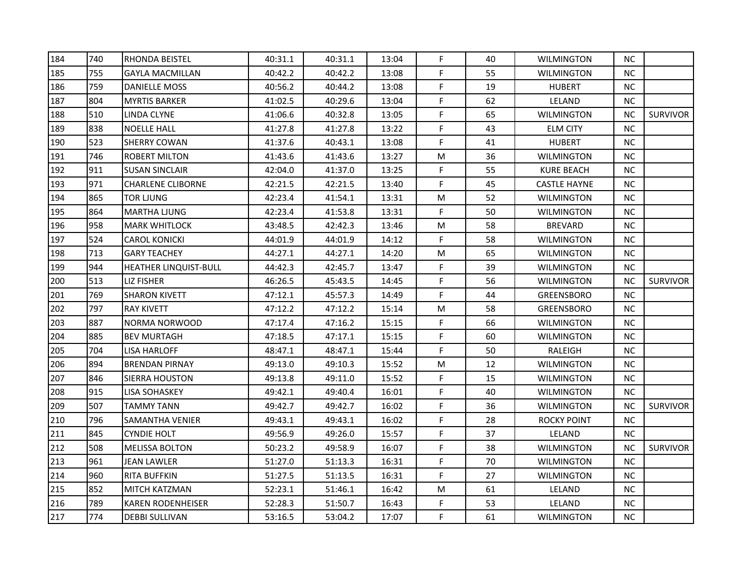| | | | | | | | | | | |
|---|---|---|---|---|---|---|---|---|---|---|
| 184 | 740 | RHONDA BEISTEL | 40:31.1 | 40:31.1 | 13:04 | F | 40 | WILMINGTON | NC | |
| 185 | 755 | GAYLA MACMILLAN | 40:42.2 | 40:42.2 | 13:08 | F | 55 | WILMINGTON | NC | |
| 186 | 759 | DANIELLE MOSS | 40:56.2 | 40:44.2 | 13:08 | F | 19 | HUBERT | NC | |
| 187 | 804 | MYRTIS BARKER | 41:02.5 | 40:29.6 | 13:04 | F | 62 | LELAND | NC | |
| 188 | 510 | LINDA CLYNE | 41:06.6 | 40:32.8 | 13:05 | F | 65 | WILMINGTON | NC | SURVIVOR |
| 189 | 838 | NOELLE HALL | 41:27.8 | 41:27.8 | 13:22 | F | 43 | ELM CITY | NC | |
| 190 | 523 | SHERRY COWAN | 41:37.6 | 40:43.1 | 13:08 | F | 41 | HUBERT | NC | |
| 191 | 746 | ROBERT MILTON | 41:43.6 | 41:43.6 | 13:27 | M | 36 | WILMINGTON | NC | |
| 192 | 911 | SUSAN SINCLAIR | 42:04.0 | 41:37.0 | 13:25 | F | 55 | KURE BEACH | NC | |
| 193 | 971 | CHARLENE CLIBORNE | 42:21.5 | 42:21.5 | 13:40 | F | 45 | CASTLE HAYNE | NC | |
| 194 | 865 | TOR LJUNG | 42:23.4 | 41:54.1 | 13:31 | M | 52 | WILMINGTON | NC | |
| 195 | 864 | MARTHA LJUNG | 42:23.4 | 41:53.8 | 13:31 | F | 50 | WILMINGTON | NC | |
| 196 | 958 | MARK WHITLOCK | 43:48.5 | 42:42.3 | 13:46 | M | 58 | BREVARD | NC | |
| 197 | 524 | CAROL KONICKI | 44:01.9 | 44:01.9 | 14:12 | F | 58 | WILMINGTON | NC | |
| 198 | 713 | GARY TEACHEY | 44:27.1 | 44:27.1 | 14:20 | M | 65 | WILMINGTON | NC | |
| 199 | 944 | HEATHER LINQUIST-BULL | 44:42.3 | 42:45.7 | 13:47 | F | 39 | WILMINGTON | NC | |
| 200 | 513 | LIZ FISHER | 46:26.5 | 45:43.5 | 14:45 | F | 56 | WILMINGTON | NC | SURVIVOR |
| 201 | 769 | SHARON KIVETT | 47:12.1 | 45:57.3 | 14:49 | F | 44 | GREENSBORO | NC | |
| 202 | 797 | RAY KIVETT | 47:12.2 | 47:12.2 | 15:14 | M | 58 | GREENSBORO | NC | |
| 203 | 887 | NORMA NORWOOD | 47:17.4 | 47:16.2 | 15:15 | F | 66 | WILMINGTON | NC | |
| 204 | 885 | BEV MURTAGH | 47:18.5 | 47:17.1 | 15:15 | F | 60 | WILMINGTON | NC | |
| 205 | 704 | LISA HARLOFF | 48:47.1 | 48:47.1 | 15:44 | F | 50 | RALEIGH | NC | |
| 206 | 894 | BRENDAN PIRNAY | 49:13.0 | 49:10.3 | 15:52 | M | 12 | WILMINGTON | NC | |
| 207 | 846 | SIERRA HOUSTON | 49:13.8 | 49:11.0 | 15:52 | F | 15 | WILMINGTON | NC | |
| 208 | 915 | LISA SOHASKEY | 49:42.1 | 49:40.4 | 16:01 | F | 40 | WILMINGTON | NC | |
| 209 | 507 | TAMMY TANN | 49:42.7 | 49:42.7 | 16:02 | F | 36 | WILMINGTON | NC | SURVIVOR |
| 210 | 796 | SAMANTHA VENIER | 49:43.1 | 49:43.1 | 16:02 | F | 28 | ROCKY POINT | NC | |
| 211 | 845 | CYNDIE HOLT | 49:56.9 | 49:26.0 | 15:57 | F | 37 | LELAND | NC | |
| 212 | 508 | MELISSA BOLTON | 50:23.2 | 49:58.9 | 16:07 | F | 38 | WILMINGTON | NC | SURVIVOR |
| 213 | 961 | JEAN LAWLER | 51:27.0 | 51:13.3 | 16:31 | F | 70 | WILMINGTON | NC | |
| 214 | 960 | RITA BUFFKIN | 51:27.5 | 51:13.5 | 16:31 | F | 27 | WILMINGTON | NC | |
| 215 | 852 | MITCH KATZMAN | 52:23.1 | 51:46.1 | 16:42 | M | 61 | LELAND | NC | |
| 216 | 789 | KAREN RODENHEISER | 52:28.3 | 51:50.7 | 16:43 | F | 53 | LELAND | NC | |
| 217 | 774 | DEBBI SULLIVAN | 53:16.5 | 53:04.2 | 17:07 | F | 61 | WILMINGTON | NC | |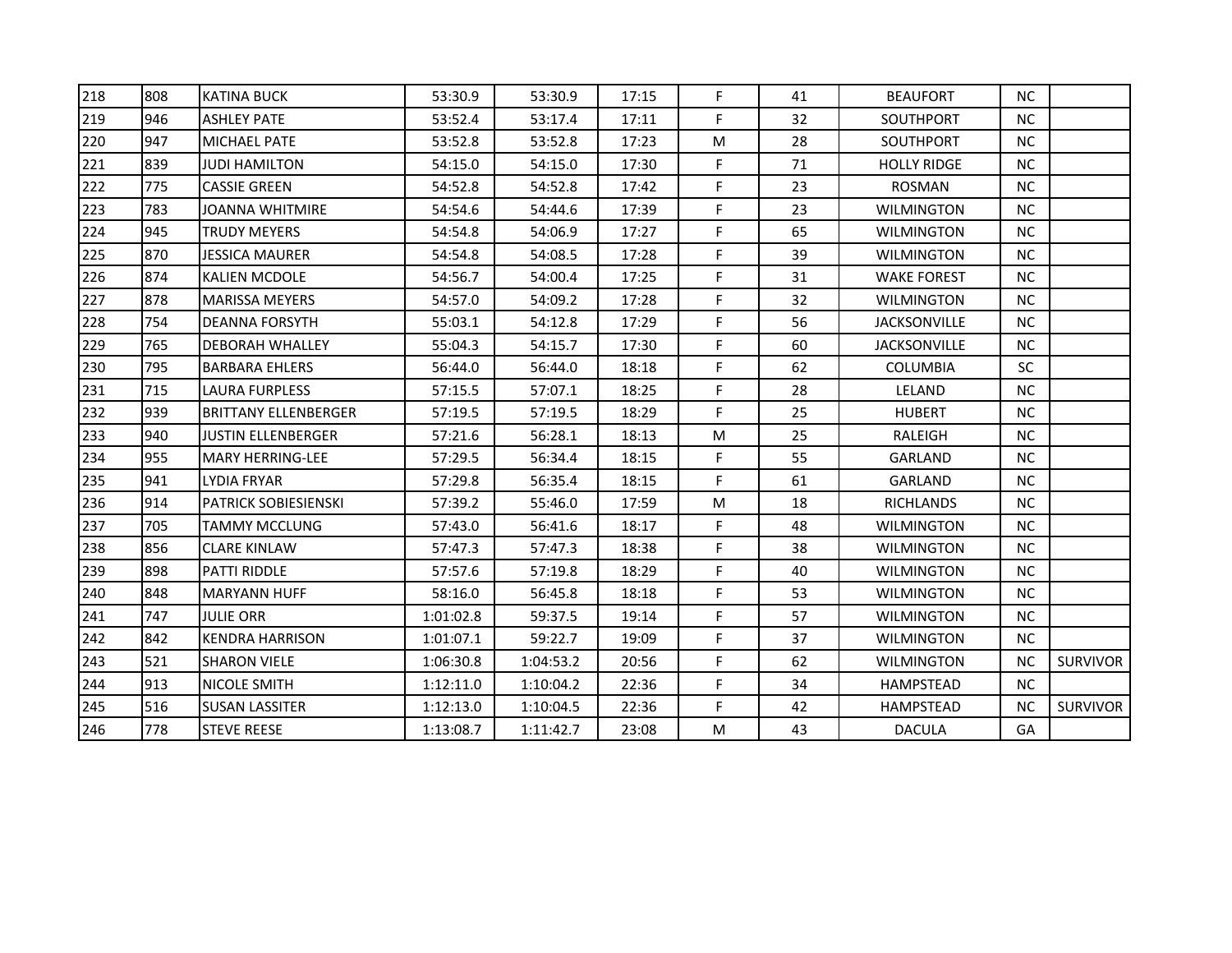| | | | | | | | | | | |
|---|---|---|---|---|---|---|---|---|---|---|
| 218 | 808 | KATINA BUCK | 53:30.9 | 53:30.9 | 17:15 | F | 41 | BEAUFORT | NC | |
| 219 | 946 | ASHLEY PATE | 53:52.4 | 53:17.4 | 17:11 | F | 32 | SOUTHPORT | NC | |
| 220 | 947 | MICHAEL PATE | 53:52.8 | 53:52.8 | 17:23 | M | 28 | SOUTHPORT | NC | |
| 221 | 839 | JUDI HAMILTON | 54:15.0 | 54:15.0 | 17:30 | F | 71 | HOLLY RIDGE | NC | |
| 222 | 775 | CASSIE GREEN | 54:52.8 | 54:52.8 | 17:42 | F | 23 | ROSMAN | NC | |
| 223 | 783 | JOANNA WHITMIRE | 54:54.6 | 54:44.6 | 17:39 | F | 23 | WILMINGTON | NC | |
| 224 | 945 | TRUDY MEYERS | 54:54.8 | 54:06.9 | 17:27 | F | 65 | WILMINGTON | NC | |
| 225 | 870 | JESSICA MAURER | 54:54.8 | 54:08.5 | 17:28 | F | 39 | WILMINGTON | NC | |
| 226 | 874 | KALIEN MCDOLE | 54:56.7 | 54:00.4 | 17:25 | F | 31 | WAKE FOREST | NC | |
| 227 | 878 | MARISSA MEYERS | 54:57.0 | 54:09.2 | 17:28 | F | 32 | WILMINGTON | NC | |
| 228 | 754 | DEANNA FORSYTH | 55:03.1 | 54:12.8 | 17:29 | F | 56 | JACKSONVILLE | NC | |
| 229 | 765 | DEBORAH WHALLEY | 55:04.3 | 54:15.7 | 17:30 | F | 60 | JACKSONVILLE | NC | |
| 230 | 795 | BARBARA EHLERS | 56:44.0 | 56:44.0 | 18:18 | F | 62 | COLUMBIA | SC | |
| 231 | 715 | LAURA FURPLESS | 57:15.5 | 57:07.1 | 18:25 | F | 28 | LELAND | NC | |
| 232 | 939 | BRITTANY ELLENBERGER | 57:19.5 | 57:19.5 | 18:29 | F | 25 | HUBERT | NC | |
| 233 | 940 | JUSTIN ELLENBERGER | 57:21.6 | 56:28.1 | 18:13 | M | 25 | RALEIGH | NC | |
| 234 | 955 | MARY HERRING-LEE | 57:29.5 | 56:34.4 | 18:15 | F | 55 | GARLAND | NC | |
| 235 | 941 | LYDIA FRYAR | 57:29.8 | 56:35.4 | 18:15 | F | 61 | GARLAND | NC | |
| 236 | 914 | PATRICK SOBIESIENSKI | 57:39.2 | 55:46.0 | 17:59 | M | 18 | RICHLANDS | NC | |
| 237 | 705 | TAMMY MCCLUNG | 57:43.0 | 56:41.6 | 18:17 | F | 48 | WILMINGTON | NC | |
| 238 | 856 | CLARE KINLAW | 57:47.3 | 57:47.3 | 18:38 | F | 38 | WILMINGTON | NC | |
| 239 | 898 | PATTI RIDDLE | 57:57.6 | 57:19.8 | 18:29 | F | 40 | WILMINGTON | NC | |
| 240 | 848 | MARYANN HUFF | 58:16.0 | 56:45.8 | 18:18 | F | 53 | WILMINGTON | NC | |
| 241 | 747 | JULIE ORR | 1:01:02.8 | 59:37.5 | 19:14 | F | 57 | WILMINGTON | NC | |
| 242 | 842 | KENDRA HARRISON | 1:01:07.1 | 59:22.7 | 19:09 | F | 37 | WILMINGTON | NC | |
| 243 | 521 | SHARON VIELE | 1:06:30.8 | 1:04:53.2 | 20:56 | F | 62 | WILMINGTON | NC | SURVIVOR |
| 244 | 913 | NICOLE SMITH | 1:12:11.0 | 1:10:04.2 | 22:36 | F | 34 | HAMPSTEAD | NC | |
| 245 | 516 | SUSAN LASSITER | 1:12:13.0 | 1:10:04.5 | 22:36 | F | 42 | HAMPSTEAD | NC | SURVIVOR |
| 246 | 778 | STEVE REESE | 1:13:08.7 | 1:11:42.7 | 23:08 | M | 43 | DACULA | GA | |